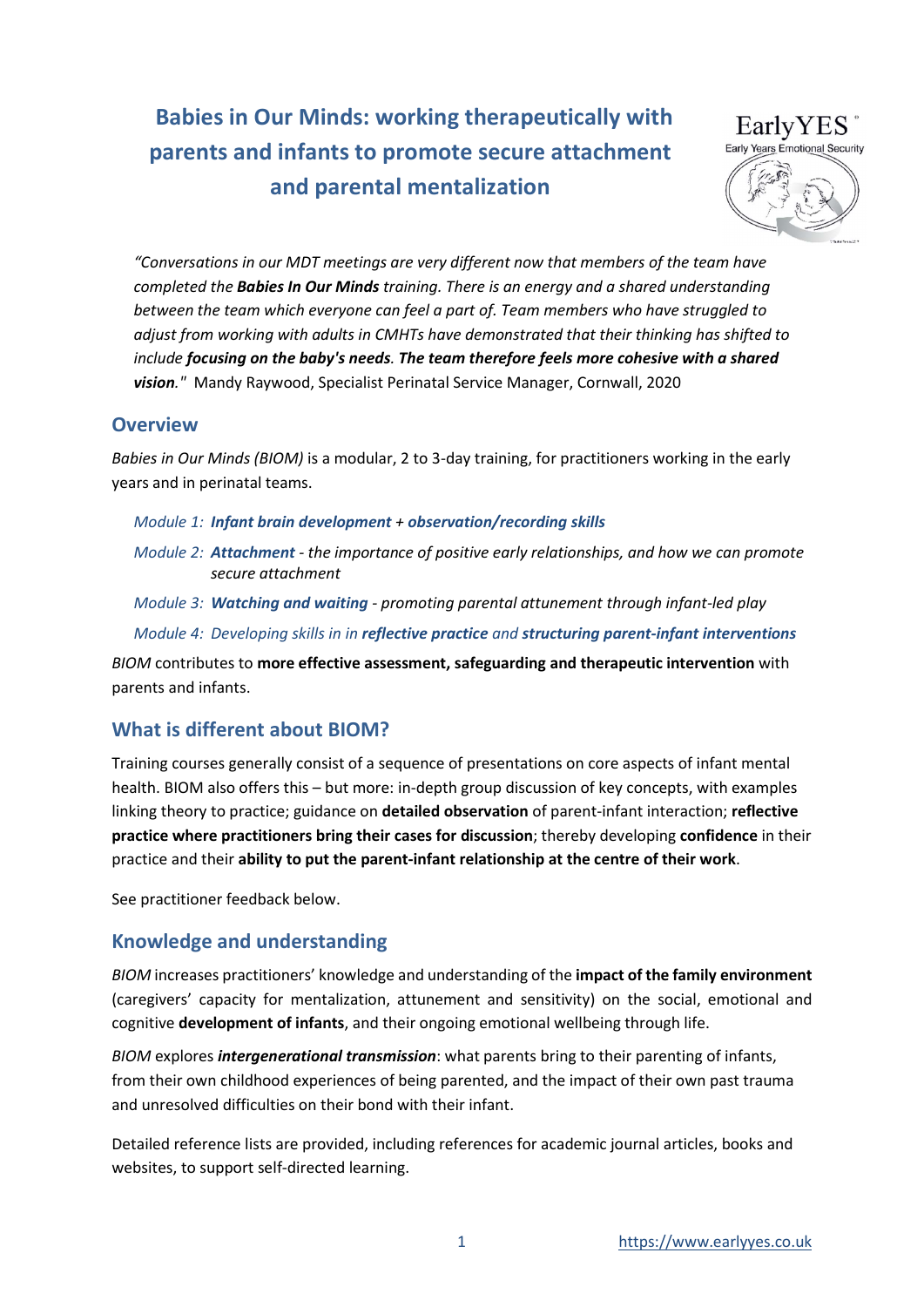# Babies in Our Minds: working therapeutically with parents and infants to promote secure attachment and parental mentalization

EarlyYES
Early Years Emotional Security

*"Conversations in our MDT meetings are very different now that members of the team have completed the **Babies In Our Minds** training. There is an energy and a shared understanding between the team which everyone can feel a part of. Team members who have struggled to adjust from working with adults in CMHTs have demonstrated that their thinking has shifted to include **focusing on the baby's needs. The team therefore feels more cohesive with a shared vision**."* Mandy Raywood, Specialist Perinatal Service Manager, Cornwall, 2020

## Overview

*Babies in Our Minds (BIOM)* is a modular, 2 to 3-day training, for practitioners working in the early years and in perinatal teams.

*Module 1: **Infant brain development** + **observation/recording skills***

*Module 2: **Attachment** - the importance of positive early relationships, and how we can promote secure attachment*

*Module 3: **Watching and waiting** - promoting parental attunement through infant-led play*

*Module 4: Developing skills in in **reflective practice** and **structuring parent-infant interventions***

*BIOM* contributes to **more effective assessment, safeguarding and therapeutic intervention** with parents and infants.

## What is different about BIOM?

Training courses generally consist of a sequence of presentations on core aspects of infant mental health. BIOM also offers this – but more: in-depth group discussion of key concepts, with examples linking theory to practice; guidance on **detailed observation** of parent-infant interaction; **reflective practice where practitioners bring their cases for discussion**; thereby developing **confidence** in their practice and their **ability to put the parent-infant relationship at the centre of their work**.

See practitioner feedback below.

## Knowledge and understanding

*BIOM* increases practitioners' knowledge and understanding of the **impact of the family environment** (caregivers' capacity for mentalization, attunement and sensitivity) on the social, emotional and cognitive **development of infants**, and their ongoing emotional wellbeing through life.

*BIOM* explores ***intergenerational transmission***: what parents bring to their parenting of infants, from their own childhood experiences of being parented, and the impact of their own past trauma and unresolved difficulties on their bond with their infant.

Detailed reference lists are provided, including references for academic journal articles, books and websites, to support self-directed learning.

https://www.earlyyes.co.uk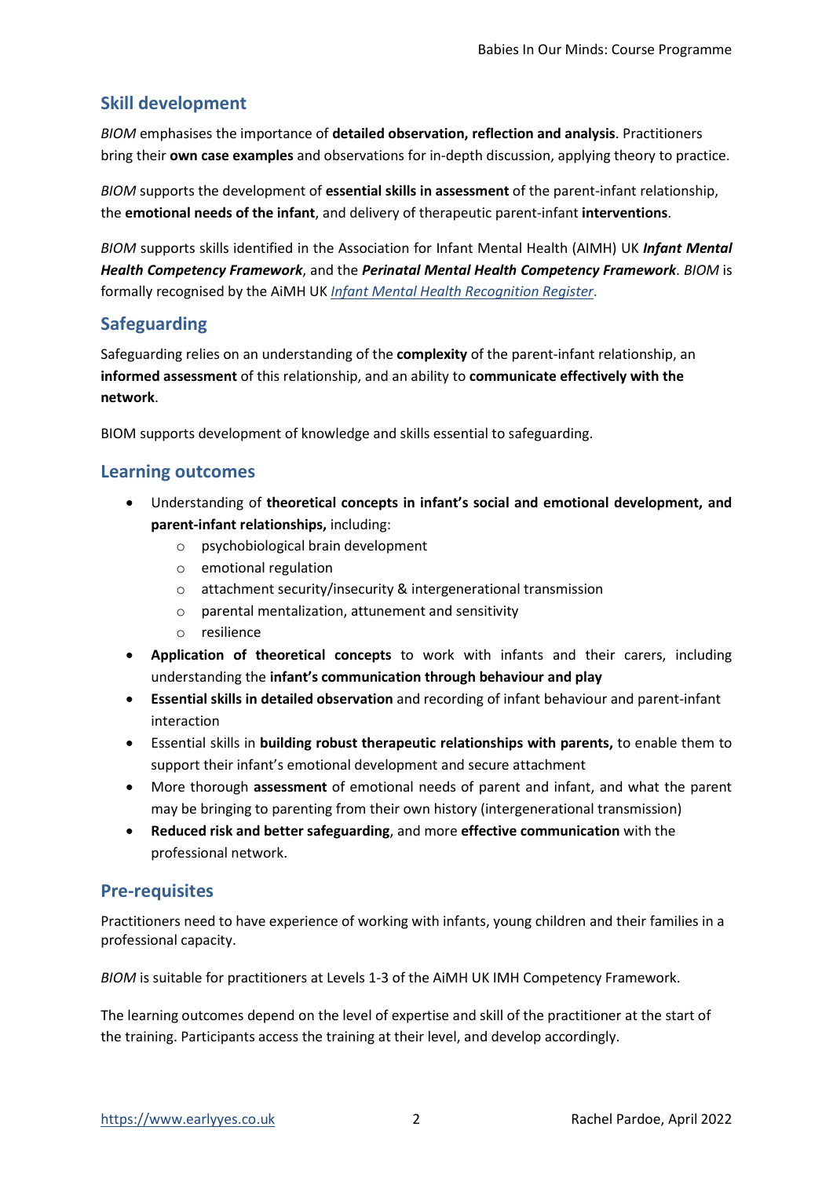## Skill development

*BIOM* emphasises the importance of **detailed observation, reflection and analysis**. Practitioners bring their **own case examples** and observations for in-depth discussion, applying theory to practice.

*BIOM* supports the development of **essential skills in assessment** of the parent-infant relationship, the **emotional needs of the infant**, and delivery of therapeutic parent-infant **interventions**.

*BIOM* supports skills identified in the Association for Infant Mental Health (AIMH) UK ***Infant Mental Health Competency Framework***, and the ***Perinatal Mental Health Competency Framework***. *BIOM* is formally recognised by the AiMH UK *Infant Mental Health Recognition Register*.

## Safeguarding

Safeguarding relies on an understanding of the **complexity** of the parent-infant relationship, an **informed assessment** of this relationship, and an ability to **communicate effectively with the network**.

BIOM supports development of knowledge and skills essential to safeguarding.

## Learning outcomes

- Understanding of **theoretical concepts in infant's social and emotional development, and parent-infant relationships,** including:
    - psychobiological brain development
    - emotional regulation
    - attachment security/insecurity & intergenerational transmission
    - parental mentalization, attunement and sensitivity
    - resilience
- **Application of theoretical concepts** to work with infants and their carers, including understanding the **infant's communication through behaviour and play**
- **Essential skills in detailed observation** and recording of infant behaviour and parent-infant interaction
- Essential skills in **building robust therapeutic relationships with parents,** to enable them to support their infant's emotional development and secure attachment
- More thorough **assessment** of emotional needs of parent and infant, and what the parent may be bringing to parenting from their own history (intergenerational transmission)
- **Reduced risk and better safeguarding**, and more **effective communication** with the professional network.

## Pre-requisites

Practitioners need to have experience of working with infants, young children and their families in a professional capacity.

*BIOM* is suitable for practitioners at Levels 1-3 of the AiMH UK IMH Competency Framework.

The learning outcomes depend on the level of expertise and skill of the practitioner at the start of the training. Participants access the training at their level, and develop accordingly.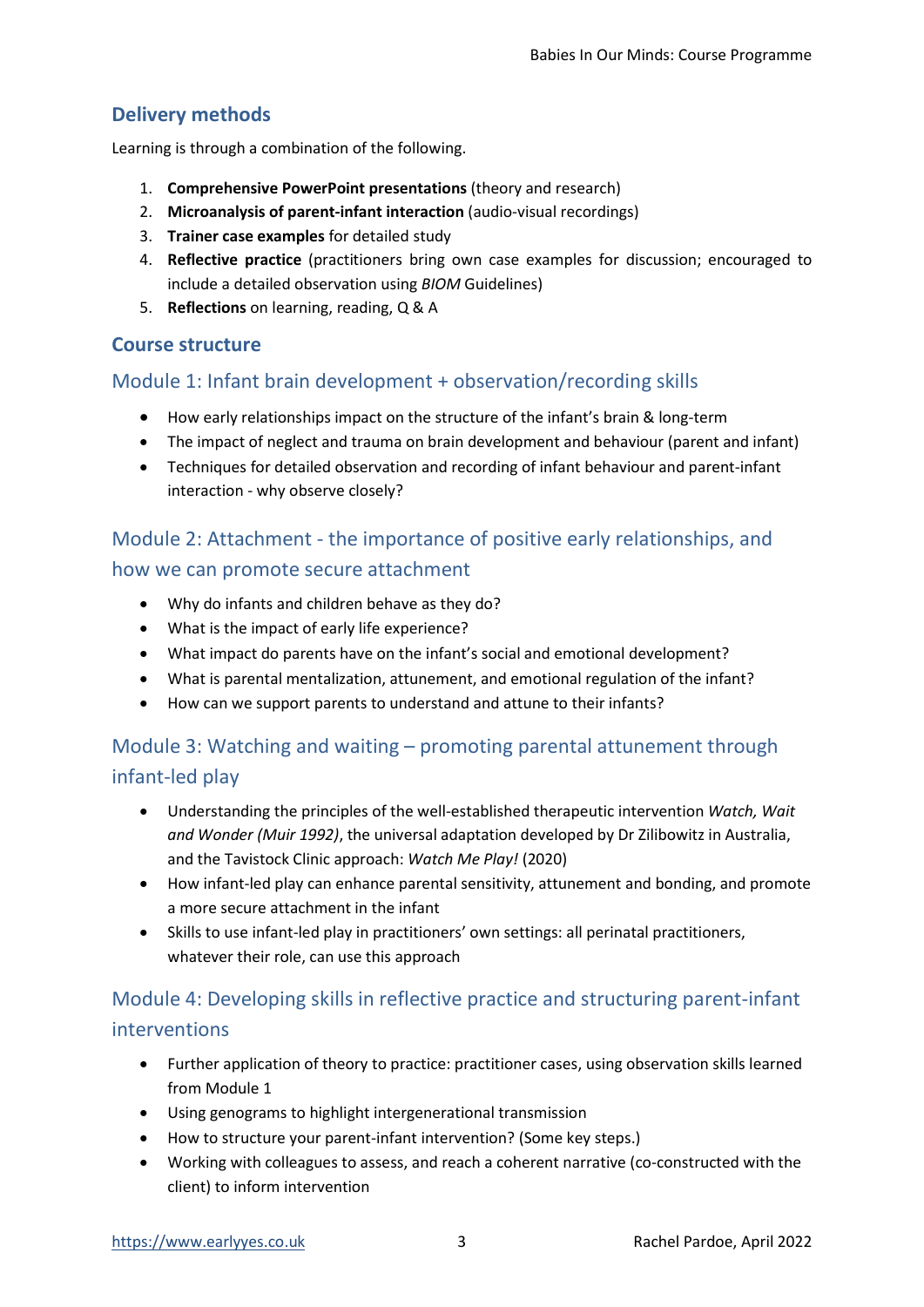## Delivery methods

Learning is through a combination of the following.

1. **Comprehensive PowerPoint presentations** (theory and research)
2. **Microanalysis of parent-infant interaction** (audio-visual recordings)
3. **Trainer case examples** for detailed study
4. **Reflective practice** (practitioners bring own case examples for discussion; encouraged to include a detailed observation using *BIOM* Guidelines)
5. **Reflections** on learning, reading, Q & A

## Course structure

### Module 1: Infant brain development + observation/recording skills

- How early relationships impact on the structure of the infant's brain & long-term
- The impact of neglect and trauma on brain development and behaviour (parent and infant)
- Techniques for detailed observation and recording of infant behaviour and parent-infant interaction - why observe closely?

### Module 2: Attachment - the importance of positive early relationships, and how we can promote secure attachment

- Why do infants and children behave as they do?
- What is the impact of early life experience?
- What impact do parents have on the infant's social and emotional development?
- What is parental mentalization, attunement, and emotional regulation of the infant?
- How can we support parents to understand and attune to their infants?

### Module 3: Watching and waiting – promoting parental attunement through infant-led play

- Understanding the principles of the well-established therapeutic intervention *Watch, Wait and Wonder (Muir 1992)*, the universal adaptation developed by Dr Zilibowitz in Australia, and the Tavistock Clinic approach: *Watch Me Play!* (2020)
- How infant-led play can enhance parental sensitivity, attunement and bonding, and promote a more secure attachment in the infant
- Skills to use infant-led play in practitioners' own settings: all perinatal practitioners, whatever their role, can use this approach

### Module 4: Developing skills in reflective practice and structuring parent-infant interventions

- Further application of theory to practice: practitioner cases, using observation skills learned from Module 1
- Using genograms to highlight intergenerational transmission
- How to structure your parent-infant intervention? (Some key steps.)
- Working with colleagues to assess, and reach a coherent narrative (co-constructed with the client) to inform intervention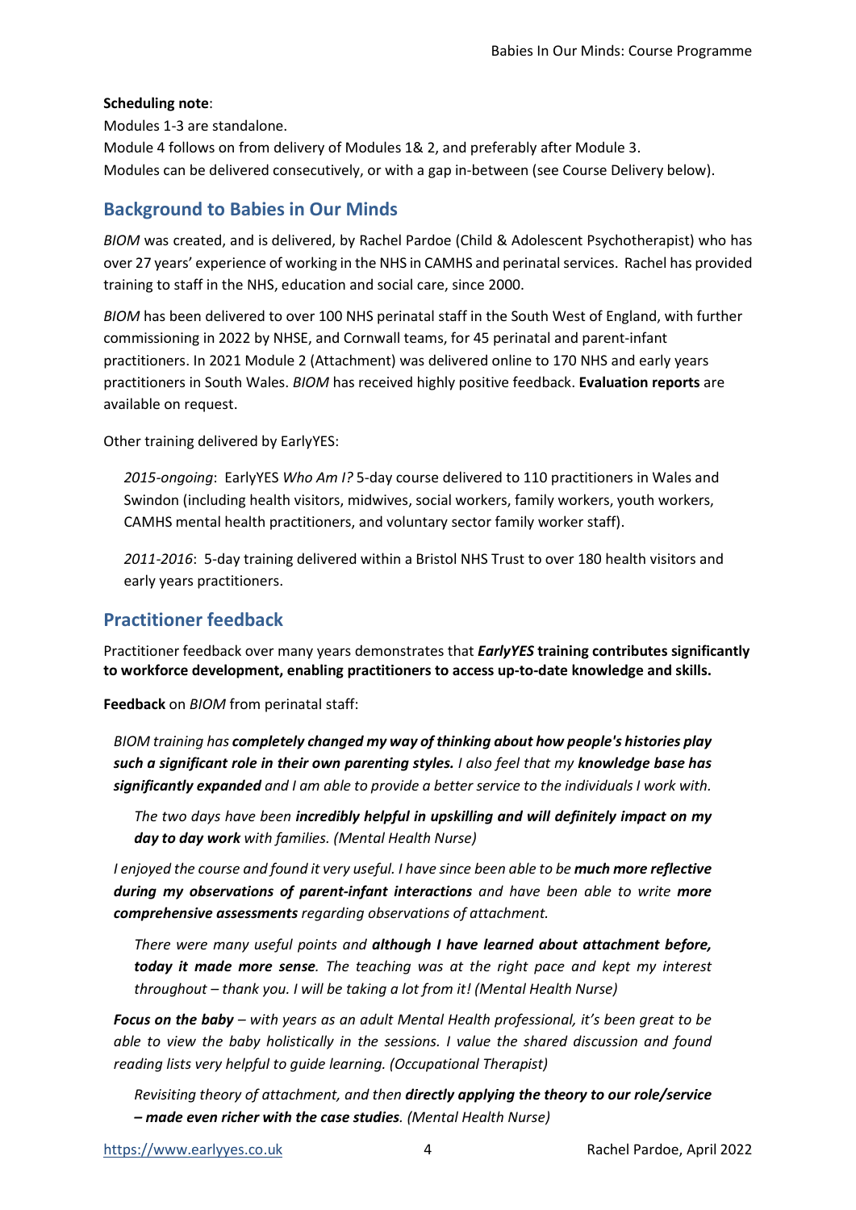**Scheduling note**:

Modules 1-3 are standalone.

Module 4 follows on from delivery of Modules 1& 2, and preferably after Module 3.

Modules can be delivered consecutively, or with a gap in-between (see Course Delivery below).

## Background to Babies in Our Minds

*BIOM* was created, and is delivered, by Rachel Pardoe (Child & Adolescent Psychotherapist) who has over 27 years' experience of working in the NHS in CAMHS and perinatal services. Rachel has provided training to staff in the NHS, education and social care, since 2000.

*BIOM* has been delivered to over 100 NHS perinatal staff in the South West of England, with further commissioning in 2022 by NHSE, and Cornwall teams, for 45 perinatal and parent-infant practitioners. In 2021 Module 2 (Attachment) was delivered online to 170 NHS and early years practitioners in South Wales. *BIOM* has received highly positive feedback. **Evaluation reports** are available on request.

Other training delivered by EarlyYES:

> *2015-ongoing*: EarlyYES *Who Am I?* 5-day course delivered to 110 practitioners in Wales and Swindon (including health visitors, midwives, social workers, family workers, youth workers, CAMHS mental health practitioners, and voluntary sector family worker staff).
>
> *2011-2016*: 5-day training delivered within a Bristol NHS Trust to over 180 health visitors and early years practitioners.

## Practitioner feedback

Practitioner feedback over many years demonstrates that ***EarlyYES* training contributes significantly to workforce development, enabling practitioners to access up-to-date knowledge and skills.**

**Feedback** on *BIOM* from perinatal staff:

*BIOM training has **completely changed my way of thinking about how people's histories play such a significant role in their own parenting styles.** I also feel that my **knowledge base has significantly expanded** and I am able to provide a better service to the individuals I work with.*

> *The two days have been **incredibly helpful in upskilling and will definitely impact on my day to day work** with families. (Mental Health Nurse)*

*I enjoyed the course and found it very useful. I have since been able to be **much more reflective during my observations of parent-infant interactions** and have been able to write **more comprehensive assessments** regarding observations of attachment.*

> *There were many useful points and **although I have learned about attachment before, today it made more sense**. The teaching was at the right pace and kept my interest throughout – thank you. I will be taking a lot from it! (Mental Health Nurse)*

***Focus on the baby** – with years as an adult Mental Health professional, it's been great to be able to view the baby holistically in the sessions. I value the shared discussion and found reading lists very helpful to guide learning. (Occupational Therapist)*

> *Revisiting theory of attachment, and then **directly applying the theory to our role/service – made even richer with the case studies**. (Mental Health Nurse)*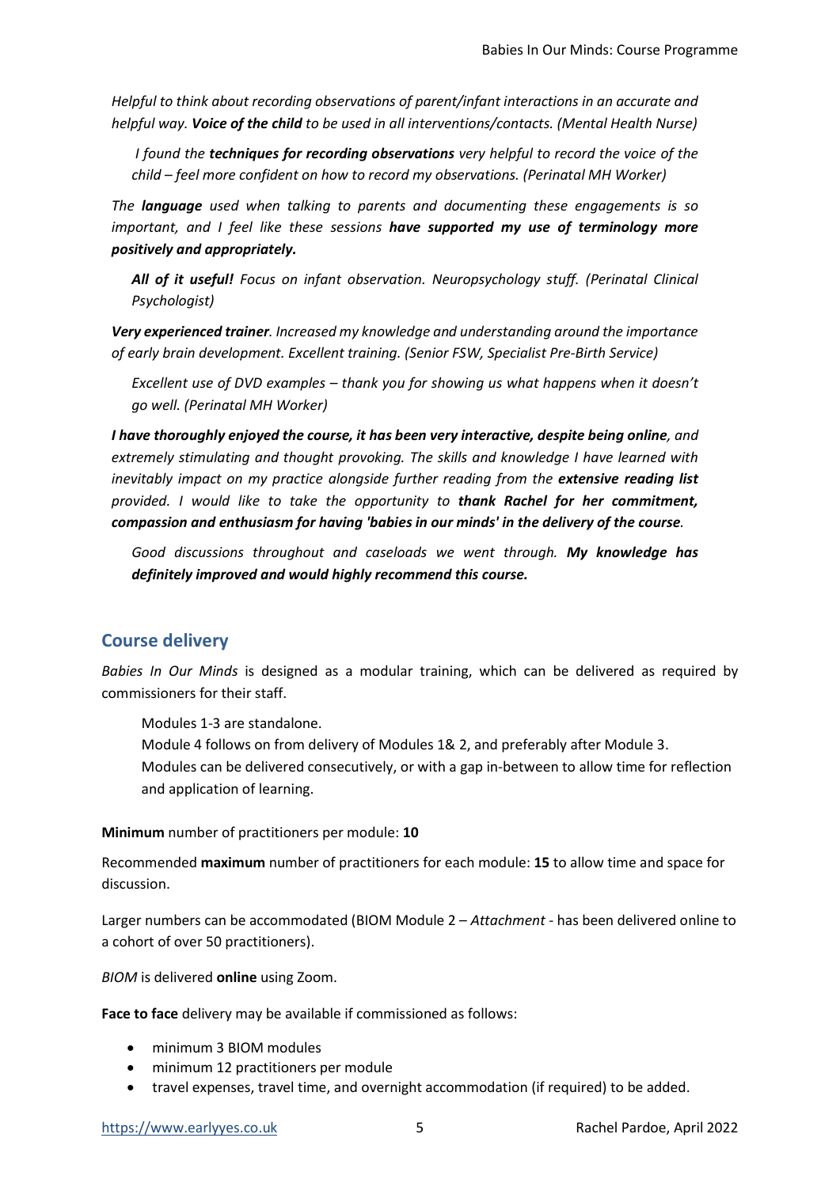*Helpful to think about recording observations of parent/infant interactions in an accurate and helpful way.* ***Voice of the child*** *to be used in all interventions/contacts. (Mental Health Nurse)*

*I found the* ***techniques for recording observations*** *very helpful to record the voice of the child – feel more confident on how to record my observations. (Perinatal MH Worker)*

*The* ***language*** *used when talking to parents and documenting these engagements is so important, and I feel like these sessions* ***have supported my use of terminology more positively and appropriately.***

***All of it useful!*** *Focus on infant observation. Neuropsychology stuff. (Perinatal Clinical Psychologist)*

***Very experienced trainer****. Increased my knowledge and understanding around the importance of early brain development. Excellent training. (Senior FSW, Specialist Pre-Birth Service)*

*Excellent use of DVD examples – thank you for showing us what happens when it doesn't go well. (Perinatal MH Worker)*

***I have thoroughly enjoyed the course, it has been very interactive, despite being online****, and extremely stimulating and thought provoking. The skills and knowledge I have learned with inevitably impact on my practice alongside further reading from the* ***extensive reading list*** *provided. I would like to take the opportunity to* ***thank Rachel for her commitment, compassion and enthusiasm for having 'babies in our minds' in the delivery of the course.***

*Good discussions throughout and caseloads we went through.* ***My knowledge has definitely improved and would highly recommend this course.***

## Course delivery

*Babies In Our Minds* is designed as a modular training, which can be delivered as required by commissioners for their staff.

Modules 1-3 are standalone.
Module 4 follows on from delivery of Modules 1& 2, and preferably after Module 3.
Modules can be delivered consecutively, or with a gap in-between to allow time for reflection and application of learning.

**Minimum** number of practitioners per module: **10**

Recommended **maximum** number of practitioners for each module: **15** to allow time and space for discussion.

Larger numbers can be accommodated (BIOM Module 2 – *Attachment* - has been delivered online to a cohort of over 50 practitioners).

*BIOM* is delivered **online** using Zoom.

**Face to face** delivery may be available if commissioned as follows:

- minimum 3 BIOM modules
- minimum 12 practitioners per module
- travel expenses, travel time, and overnight accommodation (if required) to be added.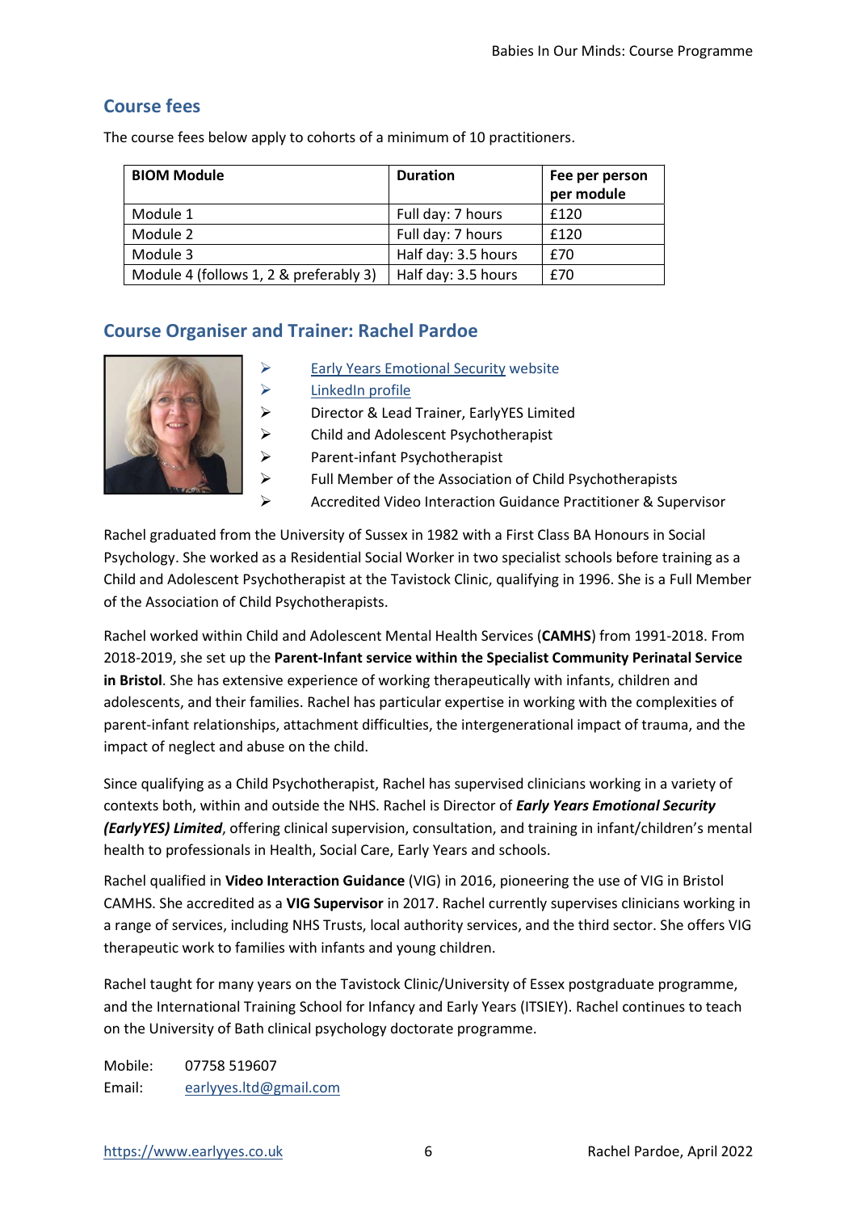## Course fees

The course fees below apply to cohorts of a minimum of 10 practitioners.

| BIOM Module | Duration | Fee per person per module |
|---|---|---|
| Module 1 | Full day: 7 hours | £120 |
| Module 2 | Full day: 7 hours | £120 |
| Module 3 | Half day: 3.5 hours | £70 |
| Module 4 (follows 1, 2 & preferably 3) | Half day: 3.5 hours | £70 |

## Course Organiser and Trainer: Rachel Pardoe

- Early Years Emotional Security website
- LinkedIn profile
- Director & Lead Trainer, EarlyYES Limited
- Child and Adolescent Psychotherapist
- Parent-infant Psychotherapist
- Full Member of the Association of Child Psychotherapists
- Accredited Video Interaction Guidance Practitioner & Supervisor

Rachel graduated from the University of Sussex in 1982 with a First Class BA Honours in Social Psychology. She worked as a Residential Social Worker in two specialist schools before training as a Child and Adolescent Psychotherapist at the Tavistock Clinic, qualifying in 1996. She is a Full Member of the Association of Child Psychotherapists.

Rachel worked within Child and Adolescent Mental Health Services (**CAMHS**) from 1991-2018. From 2018-2019, she set up the **Parent-Infant service within the Specialist Community Perinatal Service in Bristol**. She has extensive experience of working therapeutically with infants, children and adolescents, and their families. Rachel has particular expertise in working with the complexities of parent-infant relationships, attachment difficulties, the intergenerational impact of trauma, and the impact of neglect and abuse on the child.

Since qualifying as a Child Psychotherapist, Rachel has supervised clinicians working in a variety of contexts both, within and outside the NHS. Rachel is Director of ***Early Years Emotional Security (EarlyYES) Limited***, offering clinical supervision, consultation, and training in infant/children's mental health to professionals in Health, Social Care, Early Years and schools.

Rachel qualified in **Video Interaction Guidance** (VIG) in 2016, pioneering the use of VIG in Bristol CAMHS. She accredited as a **VIG Supervisor** in 2017. Rachel currently supervises clinicians working in a range of services, including NHS Trusts, local authority services, and the third sector. She offers VIG therapeutic work to families with infants and young children.

Rachel taught for many years on the Tavistock Clinic/University of Essex postgraduate programme, and the International Training School for Infancy and Early Years (ITSIEY). Rachel continues to teach on the University of Bath clinical psychology doctorate programme.

Mobile: 07758 519607
Email: earlyyes.ltd@gmail.com